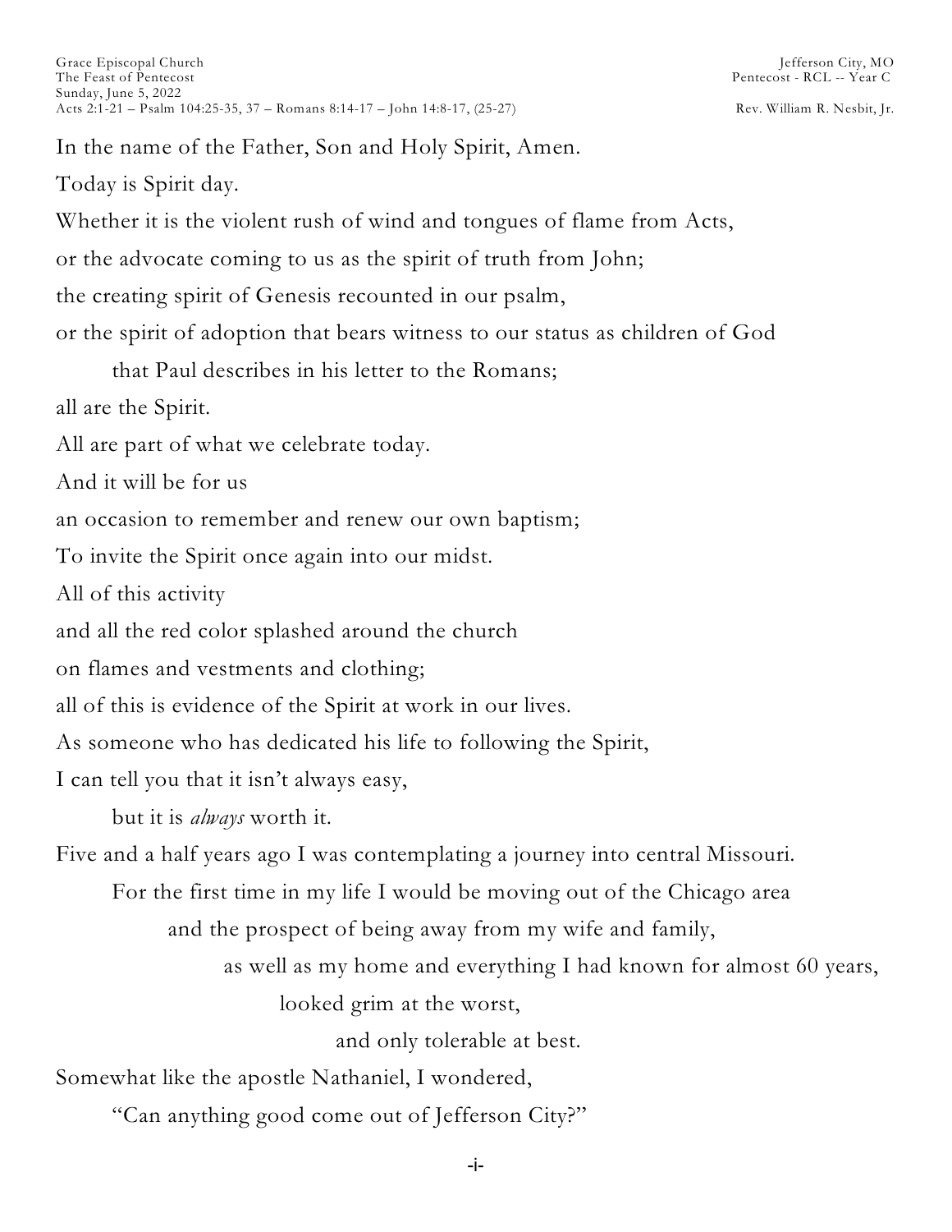Grace Episcopal Church
The Feast of Pentecost
Sunday, June 5, 2022
Acts 2:1-21 – Psalm 104:25-35, 37 – Romans 8:14-17 – John 14:8-17, (25-27)

Jefferson City, MO
Pentecost - RCL -- Year C
Rev. William R. Nesbit, Jr.

In the name of the Father, Son and Holy Spirit, Amen.

Today is Spirit day.

Whether it is the violent rush of wind and tongues of flame from Acts,

or the advocate coming to us as the spirit of truth from John;

the creating spirit of Genesis recounted in our psalm,

or the spirit of adoption that bears witness to our status as children of God

that Paul describes in his letter to the Romans;

all are the Spirit.

All are part of what we celebrate today.

And it will be for us

an occasion to remember and renew our own baptism;

To invite the Spirit once again into our midst.

All of this activity

and all the red color splashed around the church

on flames and vestments and clothing;

all of this is evidence of the Spirit at work in our lives.

As someone who has dedicated his life to following the Spirit,

I can tell you that it isn't always easy,

but it is *always* worth it.

Five and a half years ago I was contemplating a journey into central Missouri.

For the first time in my life I would be moving out of the Chicago area

and the prospect of being away from my wife and family,

as well as my home and everything I had known for almost 60 years,

looked grim at the worst,

and only tolerable at best.

Somewhat like the apostle Nathaniel, I wondered,

"Can anything good come out of Jefferson City?"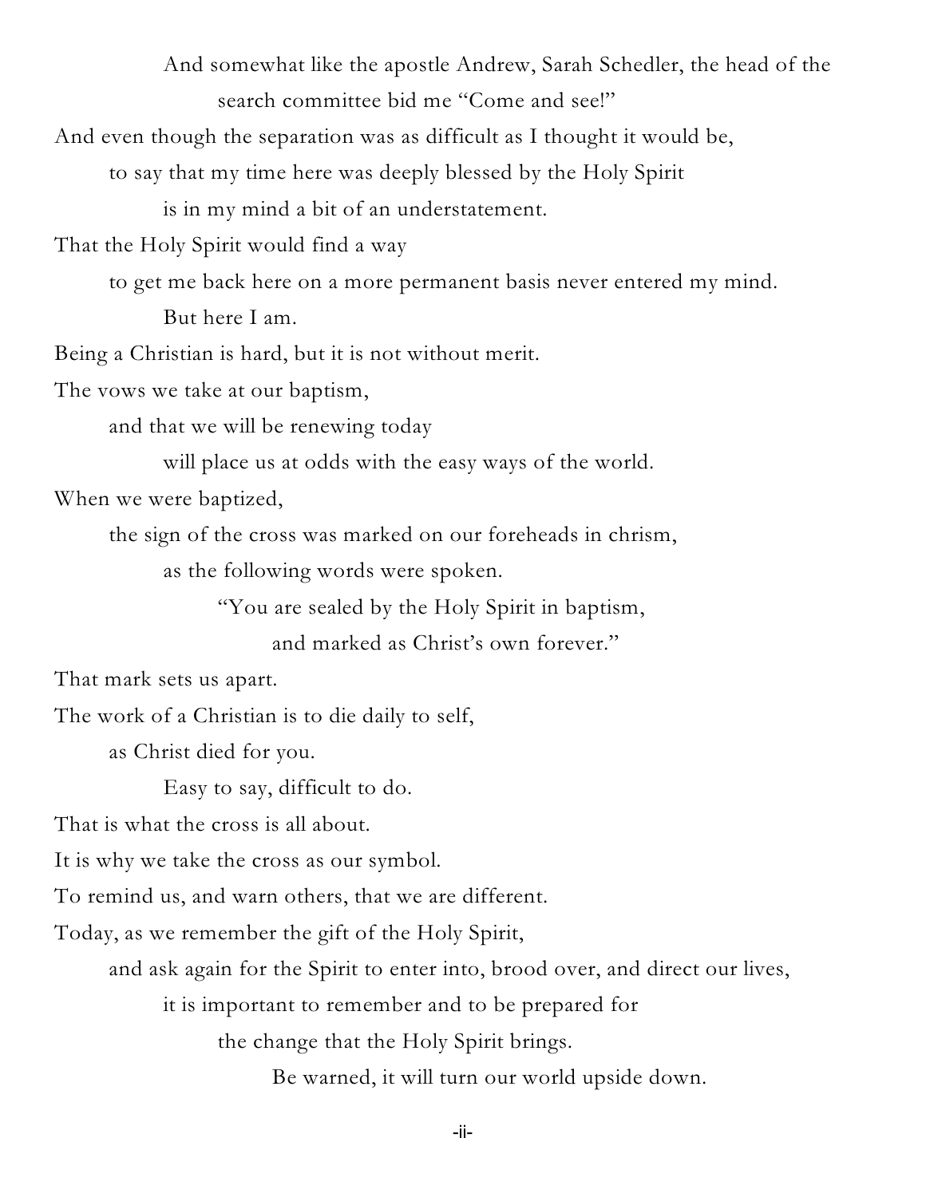And somewhat like the apostle Andrew, Sarah Schedler, the head of the search committee bid me "Come and see!"

And even though the separation was as difficult as I thought it would be,
to say that my time here was deeply blessed by the Holy Spirit
is in my mind a bit of an understatement.

That the Holy Spirit would find a way
to get me back here on a more permanent basis never entered my mind.
But here I am.

Being a Christian is hard, but it is not without merit.

The vows we take at our baptism,
and that we will be renewing today
will place us at odds with the easy ways of the world.

When we were baptized,
the sign of the cross was marked on our foreheads in chrism,
as the following words were spoken.
"You are sealed by the Holy Spirit in baptism,
and marked as Christ's own forever."

That mark sets us apart.

The work of a Christian is to die daily to self,
as Christ died for you.
Easy to say, difficult to do.

That is what the cross is all about.

It is why we take the cross as our symbol.

To remind us, and warn others, that we are different.

Today, as we remember the gift of the Holy Spirit,
and ask again for the Spirit to enter into, brood over, and direct our lives,
it is important to remember and to be prepared for
the change that the Holy Spirit brings.
Be warned, it will turn our world upside down.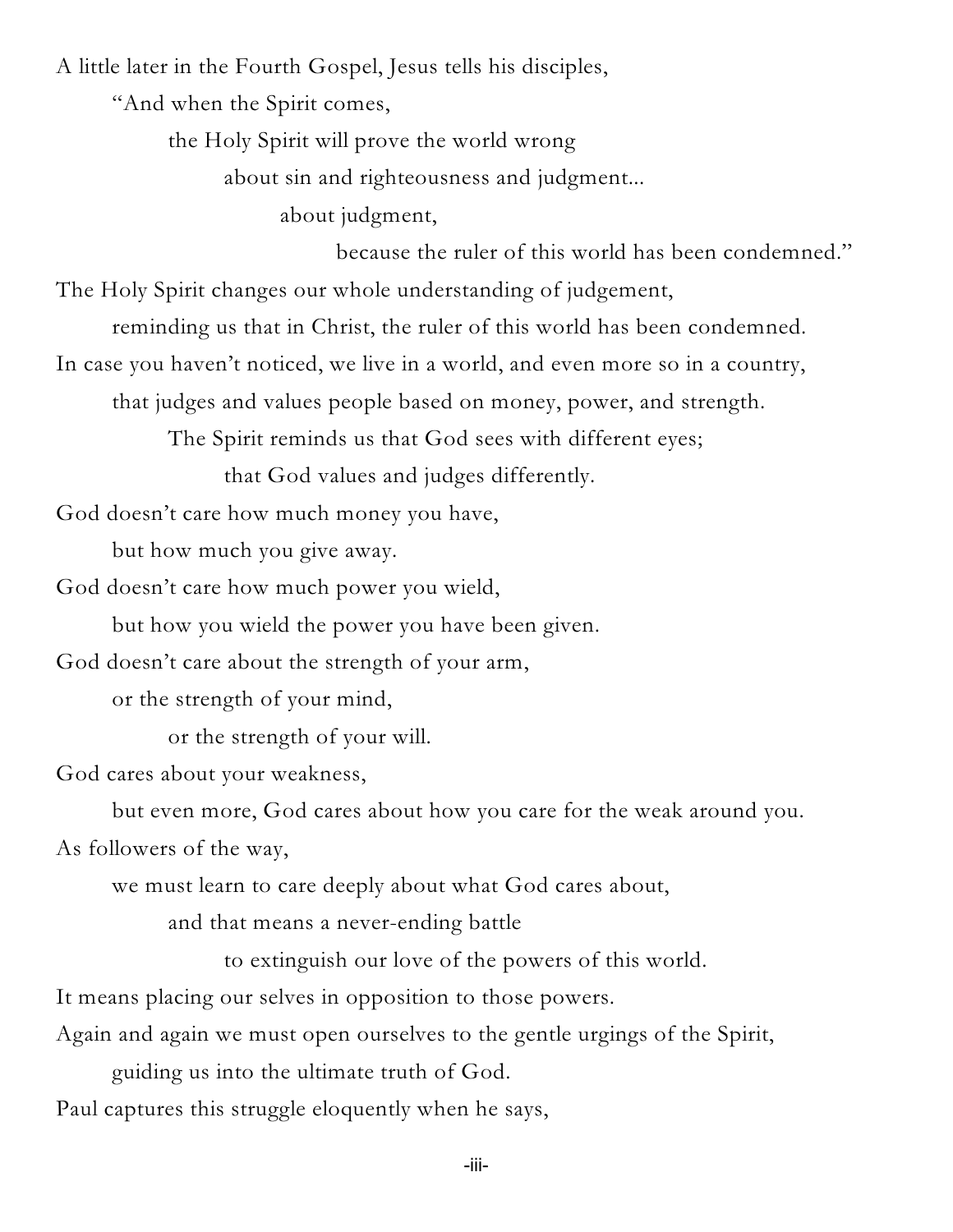A little later in the Fourth Gospel, Jesus tells his disciples,

"And when the Spirit comes,

the Holy Spirit will prove the world wrong

about sin and righteousness and judgment...

about judgment,

because the ruler of this world has been condemned."

The Holy Spirit changes our whole understanding of judgement,

reminding us that in Christ, the ruler of this world has been condemned.

In case you haven't noticed, we live in a world, and even more so in a country,

that judges and values people based on money, power, and strength.

The Spirit reminds us that God sees with different eyes;

that God values and judges differently.

God doesn't care how much money you have,

but how much you give away.

God doesn't care how much power you wield,

but how you wield the power you have been given.

God doesn't care about the strength of your arm,

or the strength of your mind,

or the strength of your will.

God cares about your weakness,

but even more, God cares about how you care for the weak around you.

As followers of the way,

we must learn to care deeply about what God cares about,

and that means a never-ending battle

to extinguish our love of the powers of this world.

It means placing our selves in opposition to those powers.

Again and again we must open ourselves to the gentle urgings of the Spirit,

guiding us into the ultimate truth of God.

Paul captures this struggle eloquently when he says,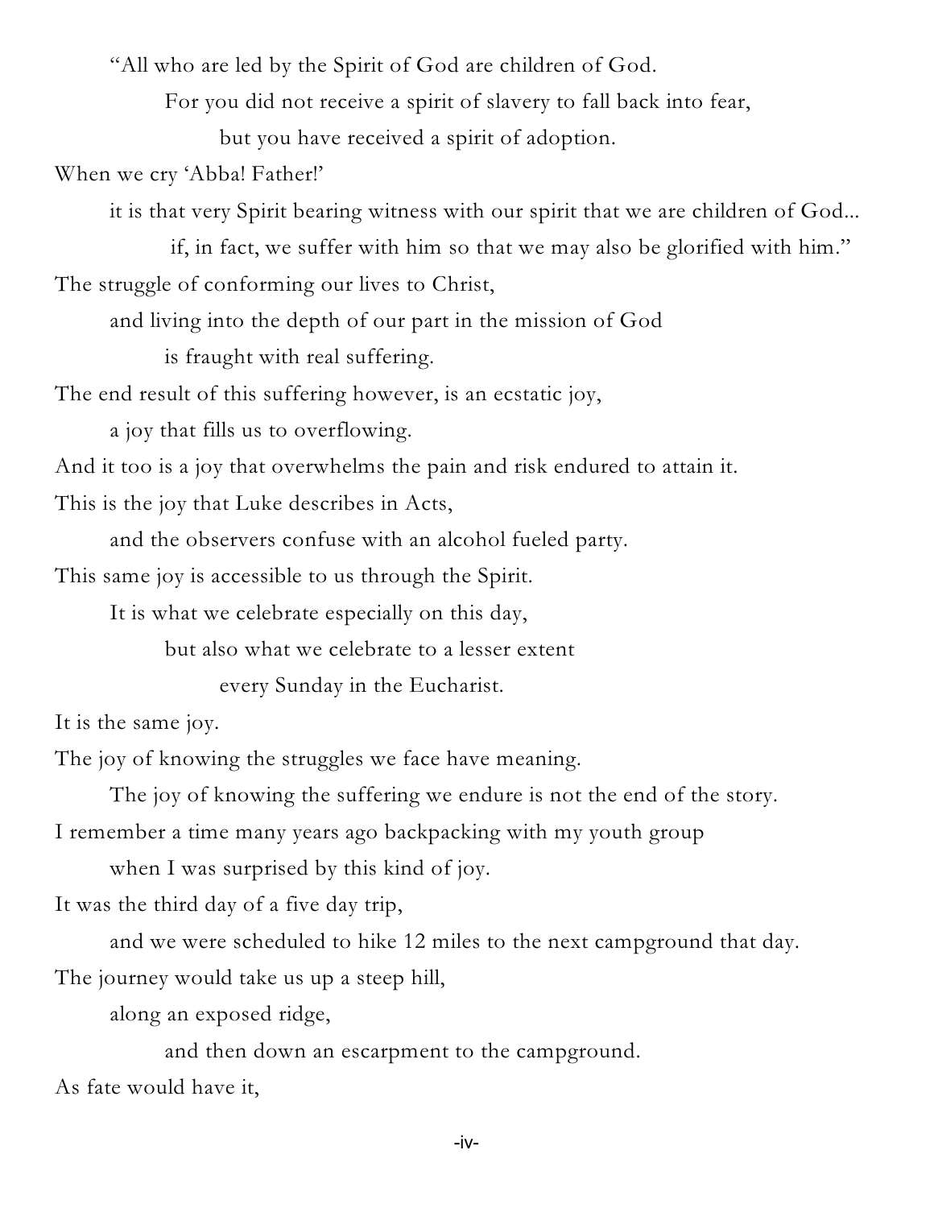"All who are led by the Spirit of God are children of God.

For you did not receive a spirit of slavery to fall back into fear,

but you have received a spirit of adoption.

When we cry 'Abba! Father!'

it is that very Spirit bearing witness with our spirit that we are children of God...

if, in fact, we suffer with him so that we may also be glorified with him."

The struggle of conforming our lives to Christ,

and living into the depth of our part in the mission of God

is fraught with real suffering.

The end result of this suffering however, is an ecstatic joy,

a joy that fills us to overflowing.

And it too is a joy that overwhelms the pain and risk endured to attain it.

This is the joy that Luke describes in Acts,

and the observers confuse with an alcohol fueled party.

This same joy is accessible to us through the Spirit.

It is what we celebrate especially on this day,

but also what we celebrate to a lesser extent

every Sunday in the Eucharist.

It is the same joy.

The joy of knowing the struggles we face have meaning.

The joy of knowing the suffering we endure is not the end of the story.

I remember a time many years ago backpacking with my youth group

when I was surprised by this kind of joy.

It was the third day of a five day trip,

and we were scheduled to hike 12 miles to the next campground that day.

The journey would take us up a steep hill,

along an exposed ridge,

and then down an escarpment to the campground.

As fate would have it,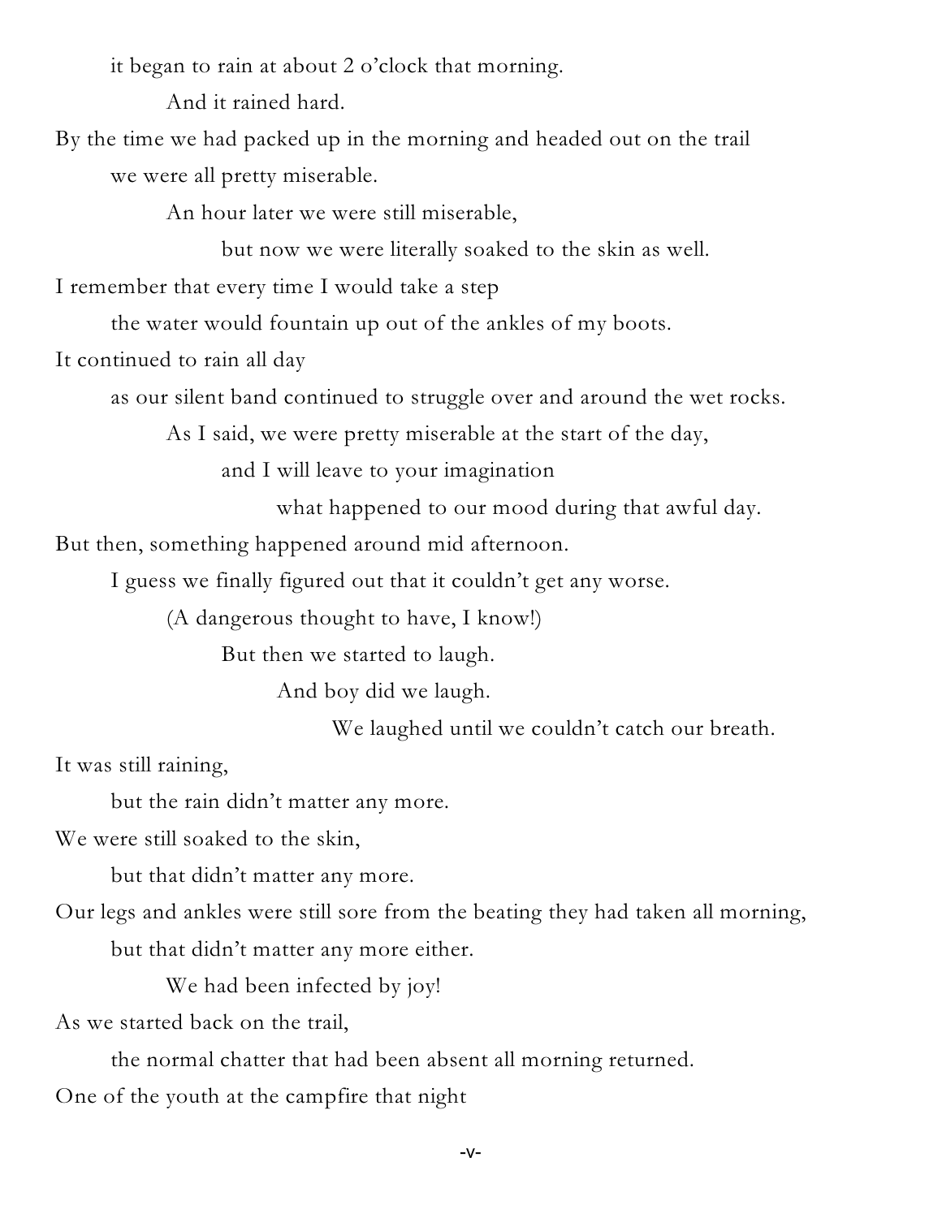it began to rain at about 2 o'clock that morning.

And it rained hard.

By the time we had packed up in the morning and headed out on the trail

we were all pretty miserable.

An hour later we were still miserable,

but now we were literally soaked to the skin as well.

I remember that every time I would take a step

the water would fountain up out of the ankles of my boots.

It continued to rain all day

as our silent band continued to struggle over and around the wet rocks.

As I said, we were pretty miserable at the start of the day,

and I will leave to your imagination

what happened to our mood during that awful day.

But then, something happened around mid afternoon.

I guess we finally figured out that it couldn't get any worse.

(A dangerous thought to have, I know!)

But then we started to laugh.

And boy did we laugh.

We laughed until we couldn't catch our breath.

It was still raining,

but the rain didn't matter any more.

We were still soaked to the skin,

but that didn't matter any more.

Our legs and ankles were still sore from the beating they had taken all morning,

but that didn't matter any more either.

We had been infected by joy!

As we started back on the trail,

the normal chatter that had been absent all morning returned.

One of the youth at the campfire that night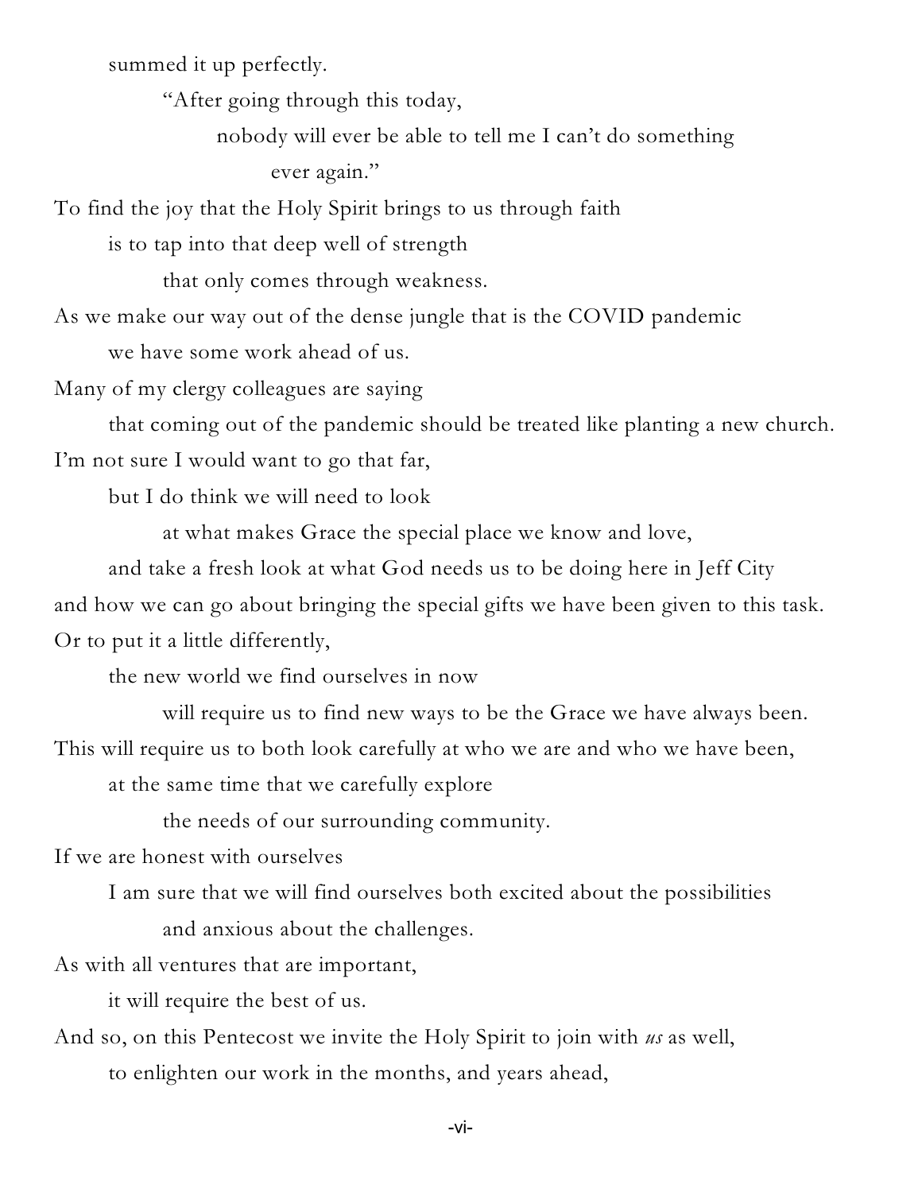summed it up perfectly.

"After going through this today,

nobody will ever be able to tell me I can't do something

ever again."

To find the joy that the Holy Spirit brings to us through faith

is to tap into that deep well of strength

that only comes through weakness.

As we make our way out of the dense jungle that is the COVID pandemic

we have some work ahead of us.

Many of my clergy colleagues are saying

that coming out of the pandemic should be treated like planting a new church.

I'm not sure I would want to go that far,

but I do think we will need to look

at what makes Grace the special place we know and love,

and take a fresh look at what God needs us to be doing here in Jeff City

and how we can go about bringing the special gifts we have been given to this task.

Or to put it a little differently,

the new world we find ourselves in now

will require us to find new ways to be the Grace we have always been.

This will require us to both look carefully at who we are and who we have been,

at the same time that we carefully explore

the needs of our surrounding community.

If we are honest with ourselves

I am sure that we will find ourselves both excited about the possibilities

and anxious about the challenges.

As with all ventures that are important,

it will require the best of us.

And so, on this Pentecost we invite the Holy Spirit to join with *us* as well,

to enlighten our work in the months, and years ahead,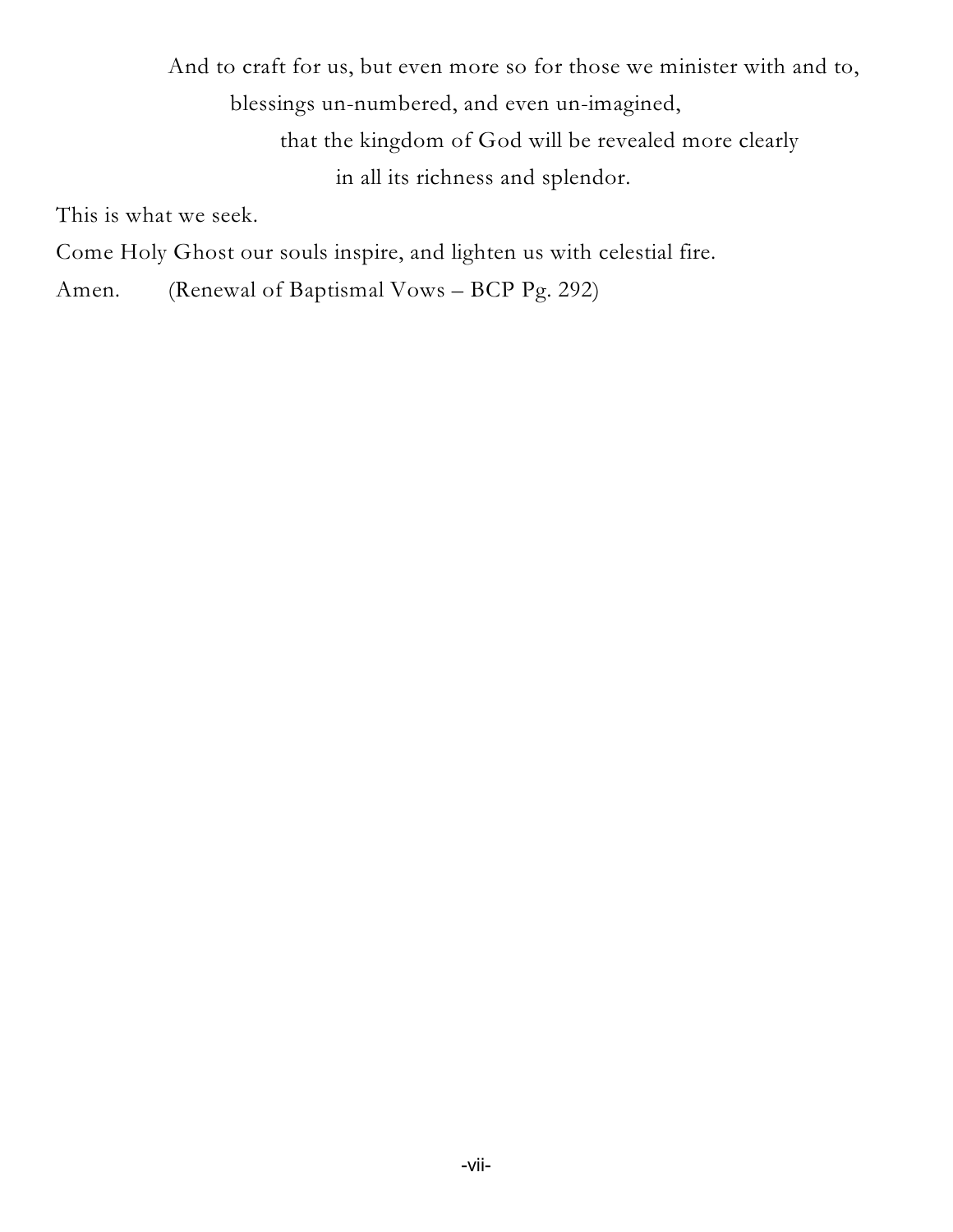And to craft for us, but even more so for those we minister with and to,

blessings un-numbered, and even un-imagined,

that the kingdom of God will be revealed more clearly

in all its richness and splendor.

This is what we seek.

Come Holy Ghost our souls inspire, and lighten us with celestial fire.

Amen. (Renewal of Baptismal Vows – BCP Pg. 292)